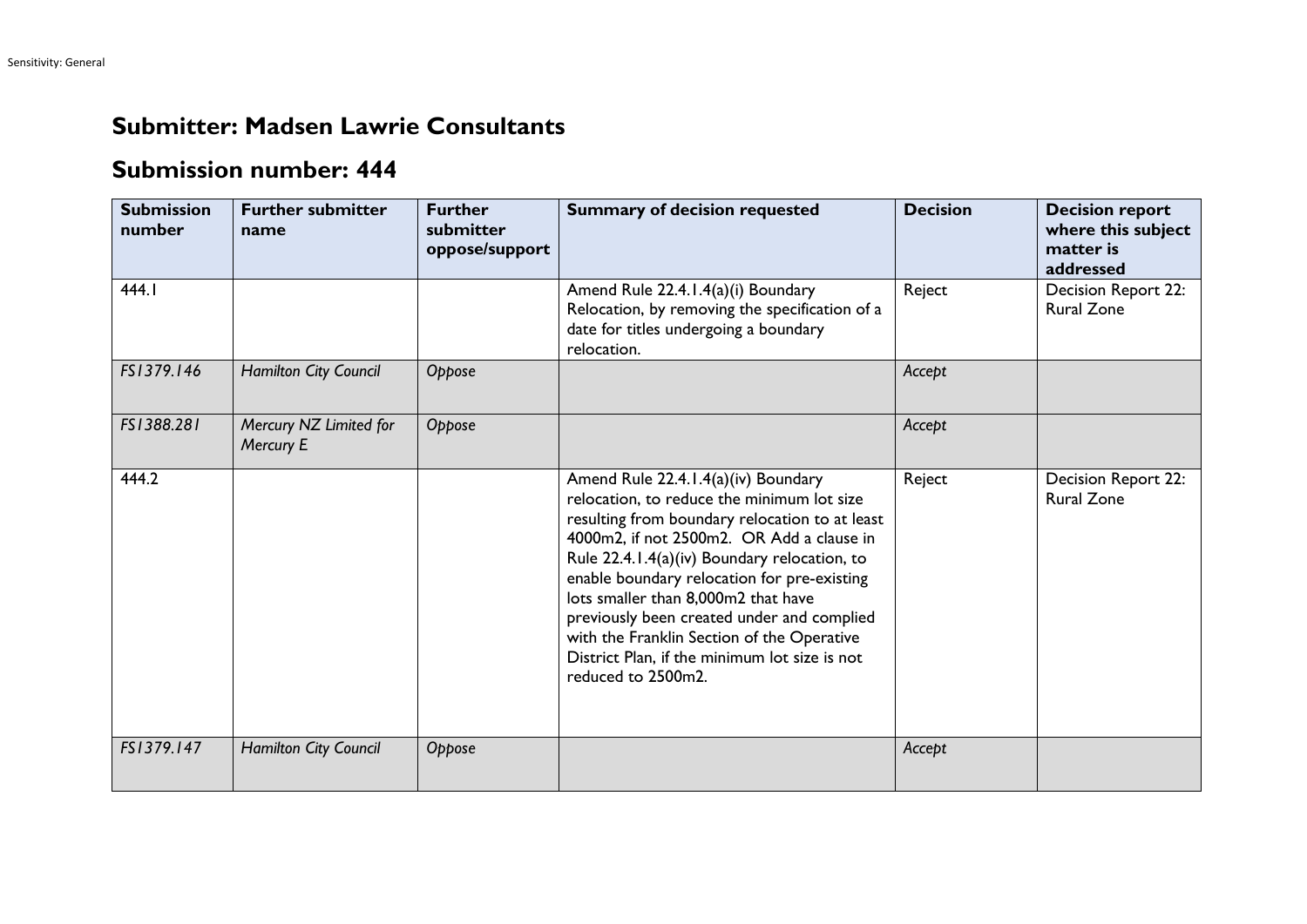# Submitter: Madsen Lawrie Consultants

# Submission number: 444

| Submission number | Further submitter name | Further submitter oppose/support | Summary of decision requested | Decision | Decision report where this subject matter is addressed |
|---|---|---|---|---|---|
| 444.1 | | | Amend Rule 22.4.1.4(a)(i) Boundary Relocation, by removing the specification of a date for titles undergoing a boundary relocation. | Reject | Decision Report 22: Rural Zone |
| *FS1379.146* | *Hamilton City Council* | *Oppose* | | *Accept* | |
| *FS1388.281* | *Mercury NZ Limited for Mercury E* | *Oppose* | | *Accept* | |
| 444.2 | | | Amend Rule 22.4.1.4(a)(iv) Boundary relocation, to reduce the minimum lot size resulting from boundary relocation to at least 4000m2, if not 2500m2. OR Add a clause in Rule 22.4.1.4(a)(iv) Boundary relocation, to enable boundary relocation for pre-existing lots smaller than 8,000m2 that have previously been created under and complied with the Franklin Section of the Operative District Plan, if the minimum lot size is not reduced to 2500m2. | Reject | Decision Report 22: Rural Zone |
| *FS1379.147* | *Hamilton City Council* | *Oppose* | | *Accept* | |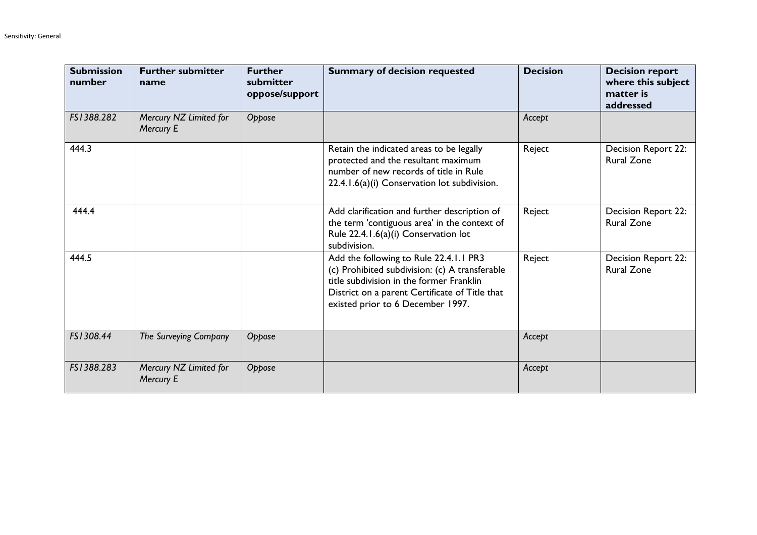| Submission number | Further submitter name | Further submitter oppose/support | Summary of decision requested | Decision | Decision report where this subject matter is addressed |
|---|---|---|---|---|---|
| *FS1388.282* | *Mercury NZ Limited for Mercury E* | *Oppose* | | *Accept* | |
| 444.3 | | | Retain the indicated areas to be legally protected and the resultant maximum number of new records of title in Rule 22.4.1.6(a)(i) Conservation lot subdivision. | Reject | Decision Report 22: Rural Zone |
| 444.4 | | | Add clarification and further description of the term 'contiguous area' in the context of Rule 22.4.1.6(a)(i) Conservation lot subdivision. | Reject | Decision Report 22: Rural Zone |
| 444.5 | | | Add the following to Rule 22.4.1.1 PR3 (c) Prohibited subdivision: (c) A transferable title subdivision in the former Franklin District on a parent Certificate of Title that existed prior to 6 December 1997. | Reject | Decision Report 22: Rural Zone |
| *FS1308.44* | *The Surveying Company* | *Oppose* | | *Accept* | |
| *FS1388.283* | *Mercury NZ Limited for Mercury E* | *Oppose* | | *Accept* | |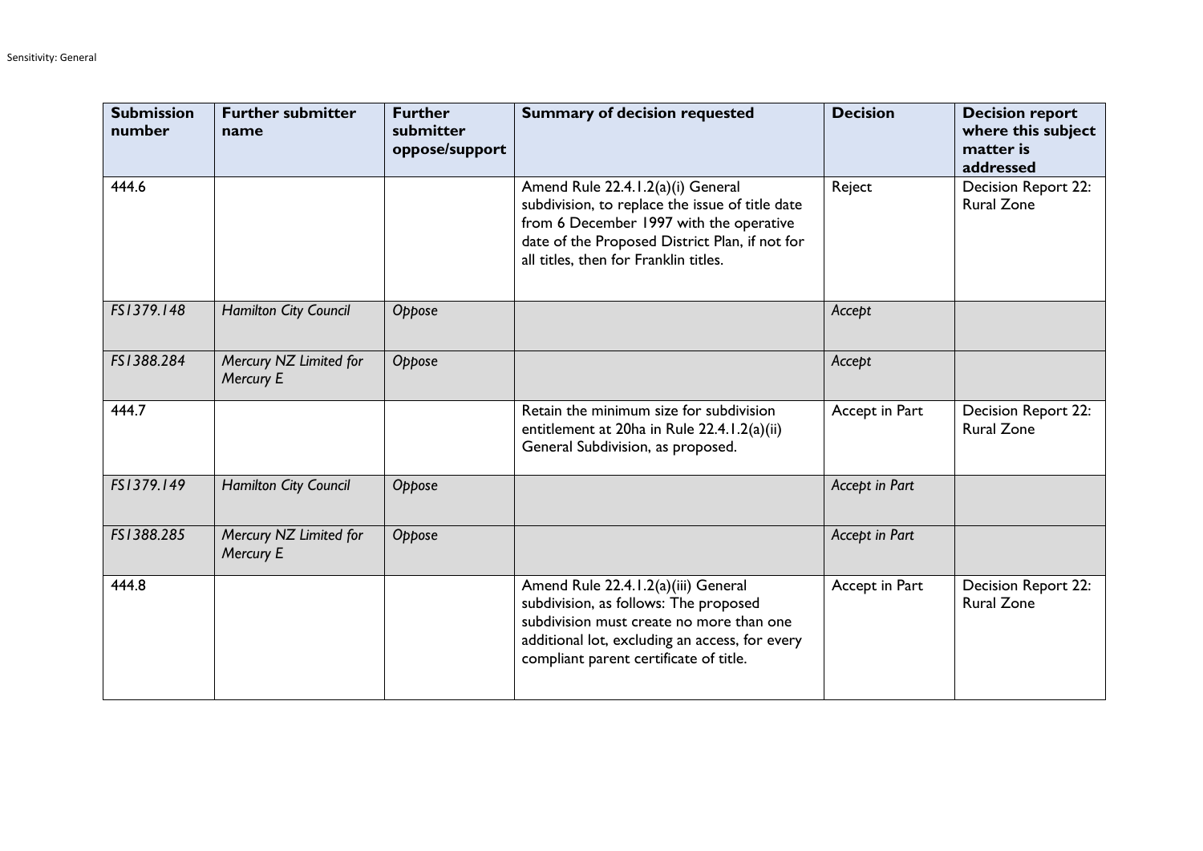| Submission number | Further submitter name | Further submitter oppose/support | Summary of decision requested | Decision | Decision report where this subject matter is addressed |
|---|---|---|---|---|---|
| 444.6 | | | Amend Rule 22.4.1.2(a)(i) General subdivision, to replace the issue of title date from 6 December 1997 with the operative date of the Proposed District Plan, if not for all titles, then for Franklin titles. | Reject | Decision Report 22: Rural Zone |
| *FS1379.148* | *Hamilton City Council* | *Oppose* | | *Accept* | |
| *FS1388.284* | *Mercury NZ Limited for Mercury E* | *Oppose* | | *Accept* | |
| 444.7 | | | Retain the minimum size for subdivision entitlement at 20ha in Rule 22.4.1.2(a)(ii) General Subdivision, as proposed. | Accept in Part | Decision Report 22: Rural Zone |
| *FS1379.149* | *Hamilton City Council* | *Oppose* | | *Accept in Part* | |
| *FS1388.285* | *Mercury NZ Limited for Mercury E* | *Oppose* | | *Accept in Part* | |
| 444.8 | | | Amend Rule 22.4.1.2(a)(iii) General subdivision, as follows: The proposed subdivision must create no more than one additional lot, excluding an access, for every compliant parent certificate of title. | Accept in Part | Decision Report 22: Rural Zone |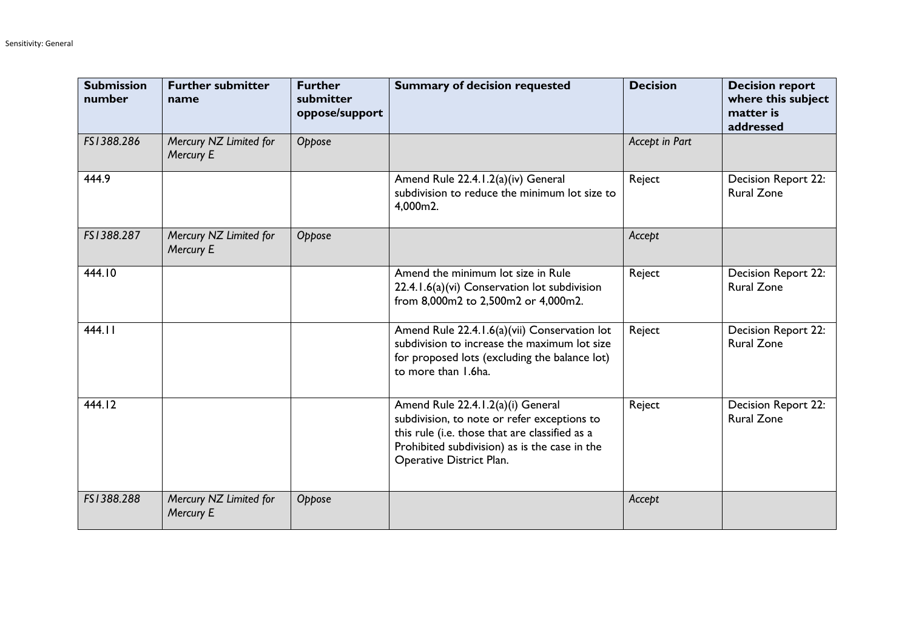| Submission number | Further submitter name | Further submitter oppose/support | Summary of decision requested | Decision | Decision report where this subject matter is addressed |
|---|---|---|---|---|---|
| *FS1388.286* | *Mercury NZ Limited for Mercury E* | *Oppose* | | *Accept in Part* | |
| 444.9 | | | Amend Rule 22.4.1.2(a)(iv) General subdivision to reduce the minimum lot size to 4,000m2. | Reject | Decision Report 22: Rural Zone |
| *FS1388.287* | *Mercury NZ Limited for Mercury E* | *Oppose* | | *Accept* | |
| 444.10 | | | Amend the minimum lot size in Rule 22.4.1.6(a)(vi) Conservation lot subdivision from 8,000m2 to 2,500m2 or 4,000m2. | Reject | Decision Report 22: Rural Zone |
| 444.11 | | | Amend Rule 22.4.1.6(a)(vii) Conservation lot subdivision to increase the maximum lot size for proposed lots (excluding the balance lot) to more than 1.6ha. | Reject | Decision Report 22: Rural Zone |
| 444.12 | | | Amend Rule 22.4.1.2(a)(i) General subdivision, to note or refer exceptions to this rule (i.e. those that are classified as a Prohibited subdivision) as is the case in the Operative District Plan. | Reject | Decision Report 22: Rural Zone |
| *FS1388.288* | *Mercury NZ Limited for Mercury E* | *Oppose* | | *Accept* | |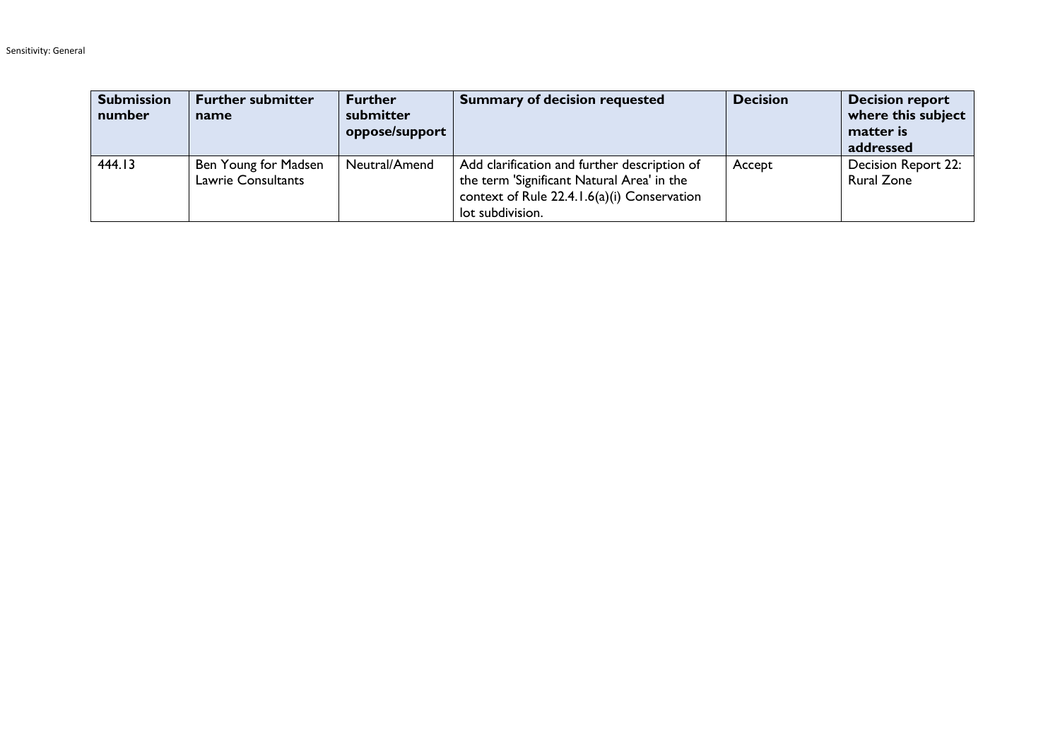| Submission number | Further submitter name | Further submitter oppose/support | Summary of decision requested | Decision | Decision report where this subject matter is addressed |
| --- | --- | --- | --- | --- | --- |
| 444.13 | Ben Young for Madsen Lawrie Consultants | Neutral/Amend | Add clarification and further description of the term 'Significant Natural Area' in the context of Rule 22.4.1.6(a)(i) Conservation lot subdivision. | Accept | Decision Report 22: Rural Zone |